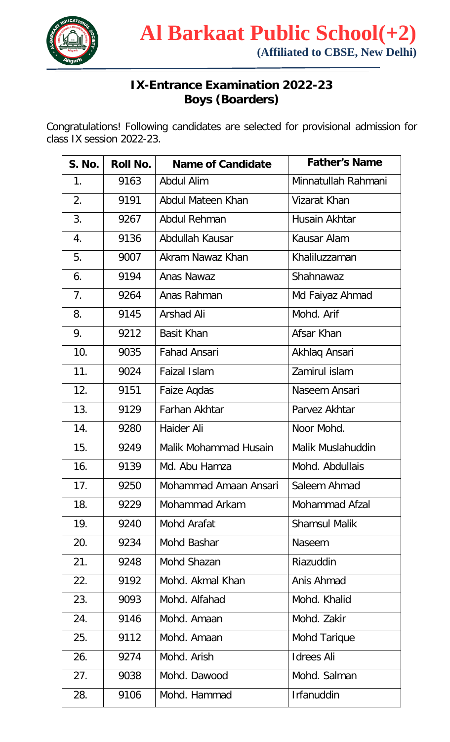# Al Barkaat Public School(+2)

**(Affiliated to CBSE, New Delhi)**

## IX-Entrance Examination 2022-23
## Boys (Boarders)

Congratulations! Following candidates are selected for provisional admission for class IX session 2022-23.

| S. No. | Roll No. | Name of Candidate | Father's Name |
|---|---|---|---|
| 1. | 9163 | Abdul Alim | Minnatullah Rahmani |
| 2. | 9191 | Abdul Mateen Khan | Vizarat Khan |
| 3. | 9267 | Abdul Rehman | Husain Akhtar |
| 4. | 9136 | Abdullah Kausar | Kausar Alam |
| 5. | 9007 | Akram Nawaz Khan | Khaliluzzaman |
| 6. | 9194 | Anas Nawaz | Shahnawaz |
| 7. | 9264 | Anas Rahman | Md Faiyaz Ahmad |
| 8. | 9145 | Arshad Ali | Mohd. Arif |
| 9. | 9212 | Basit Khan | Afsar Khan |
| 10. | 9035 | Fahad Ansari | Akhlaq Ansari |
| 11. | 9024 | Faizal Islam | Zamirul islam |
| 12. | 9151 | Faize Aqdas | Naseem Ansari |
| 13. | 9129 | Farhan Akhtar | Parvez Akhtar |
| 14. | 9280 | Haider Ali | Noor Mohd. |
| 15. | 9249 | Malik Mohammad Husain | Malik Muslahuddin |
| 16. | 9139 | Md. Abu Hamza | Mohd. Abdullais |
| 17. | 9250 | Mohammad Amaan Ansari | Saleem Ahmad |
| 18. | 9229 | Mohammad Arkam | Mohammad Afzal |
| 19. | 9240 | Mohd Arafat | Shamsul Malik |
| 20. | 9234 | Mohd Bashar | Naseem |
| 21. | 9248 | Mohd Shazan | Riazuddin |
| 22. | 9192 | Mohd. Akmal Khan | Anis Ahmad |
| 23. | 9093 | Mohd. Alfahad | Mohd. Khalid |
| 24. | 9146 | Mohd. Amaan | Mohd. Zakir |
| 25. | 9112 | Mohd. Amaan | Mohd Tarique |
| 26. | 9274 | Mohd. Arish | Idrees Ali |
| 27. | 9038 | Mohd. Dawood | Mohd. Salman |
| 28. | 9106 | Mohd. Hammad | Irfanuddin |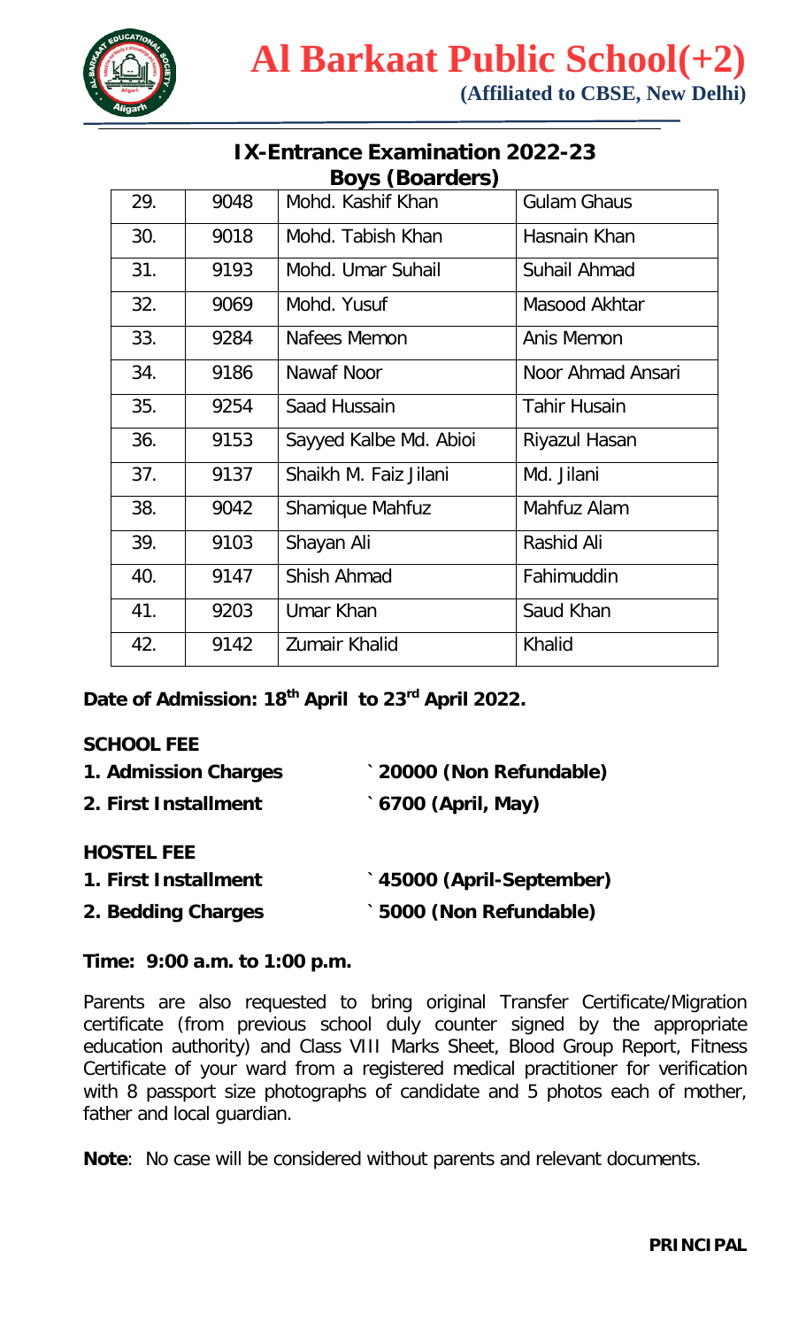# Al Barkaat Public School(+2)

**(Affiliated to CBSE, New Delhi)**

## IX-Entrance Examination 2022-23

### Boys (Boarders)

| | | | |
|---|---|---|---|
| 29. | 9048 | Mohd. Kashif Khan | Gulam Ghaus |
| 30. | 9018 | Mohd. Tabish Khan | Hasnain Khan |
| 31. | 9193 | Mohd. Umar Suhail | Suhail Ahmad |
| 32. | 9069 | Mohd. Yusuf | Masood Akhtar |
| 33. | 9284 | Nafees Memon | Anis Memon |
| 34. | 9186 | Nawaf Noor | Noor Ahmad Ansari |
| 35. | 9254 | Saad Hussain | Tahir Husain |
| 36. | 9153 | Sayyed Kalbe Md. Abioi | Riyazul Hasan |
| 37. | 9137 | Shaikh M. Faiz Jilani | Md. Jilani |
| 38. | 9042 | Shamique Mahfuz | Mahfuz Alam |
| 39. | 9103 | Shayan Ali | Rashid Ali |
| 40. | 9147 | Shish Ahmad | Fahimuddin |
| 41. | 9203 | Umar Khan | Saud Khan |
| 42. | 9142 | Zumair Khalid | Khalid |

**Date of Admission: 18th April to 23rd April 2022.**

**SCHOOL FEE**

**1. Admission Charges** `20000 (Non Refundable)

**2. First Installment** `6700 (April, May)

**HOSTEL FEE**

**1. First Installment** `45000 (April-September)

**2. Bedding Charges** `5000 (Non Refundable)

**Time: 9:00 a.m. to 1:00 p.m.**

Parents are also requested to bring original Transfer Certificate/Migration certificate (from previous school duly counter signed by the appropriate education authority) and Class VIII Marks Sheet, Blood Group Report, Fitness Certificate of your ward from a registered medical practitioner for verification with 8 passport size photographs of candidate and 5 photos each of mother, father and local guardian.

**Note**: No case will be considered without parents and relevant documents.

**PRINCIPAL**